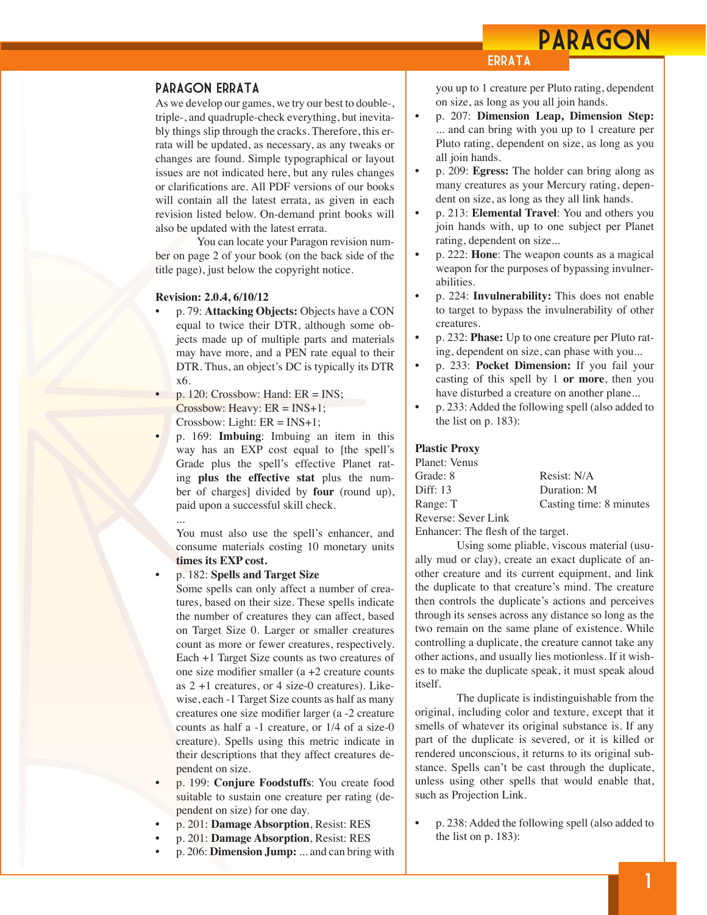## PARAGON ERRATA

As we develop our games, we try our best to double-, triple-, and quadruple-check everything, but inevitably things slip through the cracks. Therefore, this errata will be updated, as necessary, as any tweaks or changes are found. Simple typographical or layout issues are not indicated here, but any rules changes or clarifications are. All PDF versions of our books will contain all the latest errata, as given in each revision listed below. On-demand print books will also be updated with the latest errata.

You can locate your Paragon revision number on page 2 of your book (on the back side of the title page), just below the copyright notice.

**Revision: 2.0.4, 6/10/12**

- p. 79: **Attacking Objects:** Objects have a CON equal to twice their DTR, although some objects made up of multiple parts and materials may have more, and a PEN rate equal to their DTR. Thus, an object's DC is typically its DTR x6.
- p. 120: Crossbow: Hand: ER = INS;
  Crossbow: Heavy: ER = INS+1;
  Crossbow: Light: ER = INS+1;
- p. 169: **Imbuing**: Imbuing an item in this way has an EXP cost equal to [the spell's Grade plus the spell's effective Planet rating **plus the effective stat** plus the number of charges] divided by **four** (round up), paid upon a successful skill check.

  ...

  You must also use the spell's enhancer, and consume materials costing 10 monetary units **times its EXP cost.**
- p. 182: **Spells and Target Size**
  Some spells can only affect a number of creatures, based on their size. These spells indicate the number of creatures they can affect, based on Target Size 0. Larger or smaller creatures count as more or fewer creatures, respectively. Each +1 Target Size counts as two creatures of one size modifier smaller (a +2 creature counts as 2 +1 creatures, or 4 size-0 creatures). Likewise, each -1 Target Size counts as half as many creatures one size modifier larger (a -2 creature counts as half a -1 creature, or 1/4 of a size-0 creature). Spells using this metric indicate in their descriptions that they affect creatures dependent on size.
- p. 199: **Conjure Foodstuffs**: You create food suitable to sustain one creature per rating (dependent on size) for one day.
- p. 201: **Damage Absorption**, Resist: RES
- p. 201: **Damage Absorption**, Resist: RES
- p. 206: **Dimension Jump:** ... and can bring with you up to 1 creature per Pluto rating, dependent on size, as long as you all join hands.
- p. 207: **Dimension Leap, Dimension Step:** ... and can bring with you up to 1 creature per Pluto rating, dependent on size, as long as you all join hands.
- p. 209: **Egress:** The holder can bring along as many creatures as your Mercury rating, dependent on size, as long as they all link hands.
- p. 213: **Elemental Travel**: You and others you join hands with, up to one subject per Planet rating, dependent on size...
- p. 222: **Hone**: The weapon counts as a magical weapon for the purposes of bypassing invulnerabilities.
- p. 224: **Invulnerability:** This does not enable to target to bypass the invulnerability of other creatures.
- p. 232: **Phase:** Up to one creature per Pluto rating, dependent on size, can phase with you...
- p. 233: **Pocket Dimension:** If you fail your casting of this spell by 1 **or more**, then you have disturbed a creature on another plane...
- p. 233: Added the following spell (also added to the list on p. 183):

**Plastic Proxy**

Planet: Venus

| | |
|---|---|
| Grade: 8 | Resist: N/A |
| Diff: 13 | Duration: M |
| Range: T | Casting time: 8 minutes |

Reverse: Sever Link

Enhancer: The flesh of the target.

Using some pliable, viscous material (usually mud or clay), create an exact duplicate of another creature and its current equipment, and link the duplicate to that creature's mind. The creature then controls the duplicate's actions and perceives through its senses across any distance so long as the two remain on the same plane of existence. While controlling a duplicate, the creature cannot take any other actions, and usually lies motionless. If it wishes to make the duplicate speak, it must speak aloud itself.

The duplicate is indistinguishable from the original, including color and texture, except that it smells of whatever its original substance is. If any part of the duplicate is severed, or it is killed or rendered unconscious, it returns to its original substance. Spells can't be cast through the duplicate, unless using other spells that would enable that, such as Projection Link.

- p. 238: Added the following spell (also added to the list on p. 183):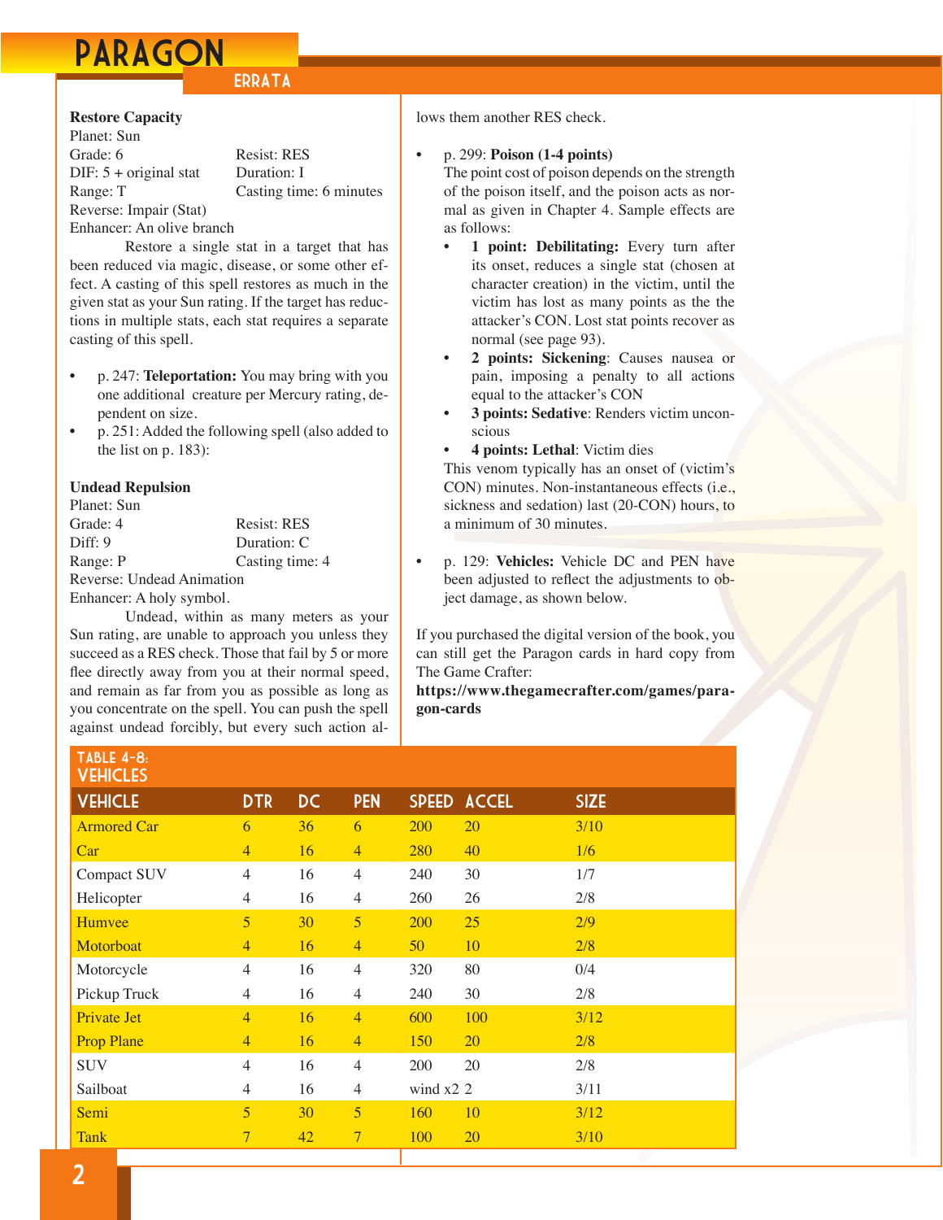### Restore Capacity

Planet: Sun
Grade: 6 | Resist: RES
DIF: 5 + original stat | Duration: I
Range: T | Casting time: 6 minutes
Reverse: Impair (Stat)
Enhancer: An olive branch

Restore a single stat in a target that has been reduced via magic, disease, or some other effect. A casting of this spell restores as much in the given stat as your Sun rating. If the target has reductions in multiple stats, each stat requires a separate casting of this spell.

- p. 247: **Teleportation:** You may bring with you one additional creature per Mercury rating, dependent on size.
- p. 251: Added the following spell (also added to the list on p. 183):

### Undead Repulsion

Planet: Sun
Grade: 4 | Resist: RES
Diff: 9 | Duration: C
Range: P | Casting time: 4
Reverse: Undead Animation
Enhancer: A holy symbol.

Undead, within as many meters as your Sun rating, are unable to approach you unless they succeed as a RES check. Those that fail by 5 or more flee directly away from you at their normal speed, and remain as far from you as possible as long as you concentrate on the spell. You can push the spell against undead forcibly, but every such action allows them another RES check.

- p. 299: **Poison (1-4 points)**
  The point cost of poison depends on the strength of the poison itself, and the poison acts as normal as given in Chapter 4. Sample effects are as follows:
  - **1 point: Debilitating:** Every turn after its onset, reduces a single stat (chosen at character creation) in the victim, until the victim has lost as many points as the the attacker's CON. Lost stat points recover as normal (see page 93).
  - **2 points: Sickening**: Causes nausea or pain, imposing a penalty to all actions equal to the attacker's CON
  - **3 points: Sedative**: Renders victim unconscious
  - **4 points: Lethal**: Victim dies

  This venom typically has an onset of (victim's CON) minutes. Non-instantaneous effects (i.e., sickness and sedation) last (20-CON) hours, to a minimum of 30 minutes.

- p. 129: **Vehicles:** Vehicle DC and PEN have been adjusted to reflect the adjustments to object damage, as shown below.

If you purchased the digital version of the book, you can still get the Paragon cards in hard copy from The Game Crafter:
**https://www.thegamecrafter.com/games/paragon-cards**

**TABLE 4-8: VEHICLES**

| VEHICLE | DTR | DC | PEN | SPEED | ACCEL | SIZE |
|---|---|---|---|---|---|---|
| Armored Car | 6 | 36 | 6 | 200 | 20 | 3/10 |
| Car | 4 | 16 | 4 | 280 | 40 | 1/6 |
| Compact SUV | 4 | 16 | 4 | 240 | 30 | 1/7 |
| Helicopter | 4 | 16 | 4 | 260 | 26 | 2/8 |
| Humvee | 5 | 30 | 5 | 200 | 25 | 2/9 |
| Motorboat | 4 | 16 | 4 | 50 | 10 | 2/8 |
| Motorcycle | 4 | 16 | 4 | 320 | 80 | 0/4 |
| Pickup Truck | 4 | 16 | 4 | 240 | 30 | 2/8 |
| Private Jet | 4 | 16 | 4 | 600 | 100 | 3/12 |
| Prop Plane | 4 | 16 | 4 | 150 | 20 | 2/8 |
| SUV | 4 | 16 | 4 | 200 | 20 | 2/8 |
| Sailboat | 4 | 16 | 4 | wind x2 | 2 | 3/11 |
| Semi | 5 | 30 | 5 | 160 | 10 | 3/12 |
| Tank | 7 | 42 | 7 | 100 | 20 | 3/10 |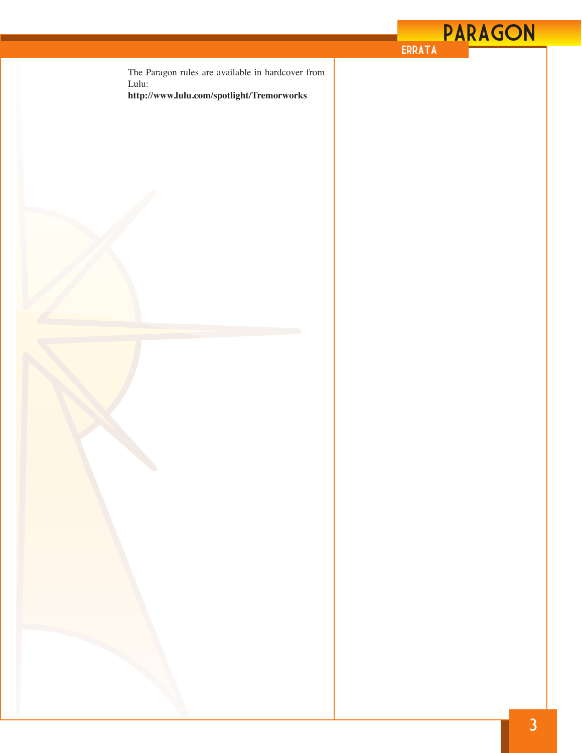The Paragon rules are available in hardcover from Lulu:

**http://www.lulu.com/spotlight/Tremorworks**